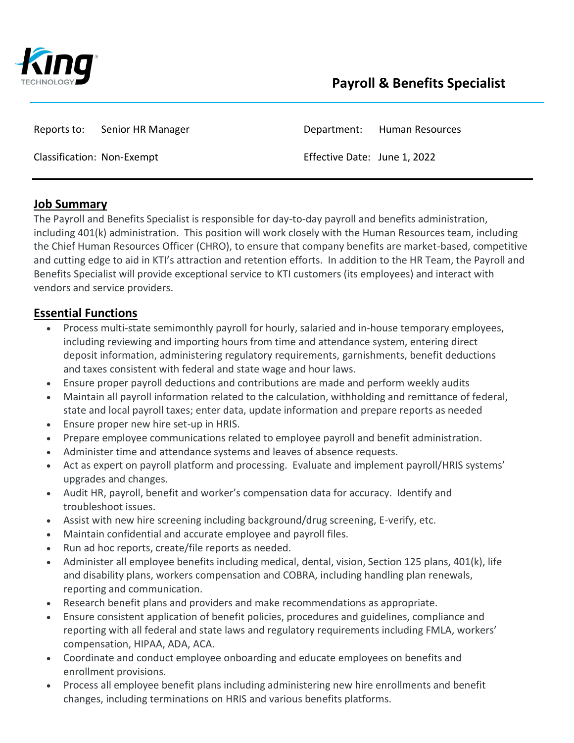# Payroll & Benefits Specialist

| Reports to: | Senior HR Manager | Department: | Human Resources |
|---|---|---|---|
| Classification: | Non-Exempt | Effective Date: | June 1, 2022 |

## Job Summary

The Payroll and Benefits Specialist is responsible for day-to-day payroll and benefits administration, including 401(k) administration. This position will work closely with the Human Resources team, including the Chief Human Resources Officer (CHRO), to ensure that company benefits are market-based, competitive and cutting edge to aid in KTI's attraction and retention efforts. In addition to the HR Team, the Payroll and Benefits Specialist will provide exceptional service to KTI customers (its employees) and interact with vendors and service providers.

## Essential Functions

- Process multi-state semimonthly payroll for hourly, salaried and in-house temporary employees, including reviewing and importing hours from time and attendance system, entering direct deposit information, administering regulatory requirements, garnishments, benefit deductions and taxes consistent with federal and state wage and hour laws.
- Ensure proper payroll deductions and contributions are made and perform weekly audits
- Maintain all payroll information related to the calculation, withholding and remittance of federal, state and local payroll taxes; enter data, update information and prepare reports as needed
- Ensure proper new hire set-up in HRIS.
- Prepare employee communications related to employee payroll and benefit administration.
- Administer time and attendance systems and leaves of absence requests.
- Act as expert on payroll platform and processing. Evaluate and implement payroll/HRIS systems' upgrades and changes.
- Audit HR, payroll, benefit and worker's compensation data for accuracy. Identify and troubleshoot issues.
- Assist with new hire screening including background/drug screening, E-verify, etc.
- Maintain confidential and accurate employee and payroll files.
- Run ad hoc reports, create/file reports as needed.
- Administer all employee benefits including medical, dental, vision, Section 125 plans, 401(k), life and disability plans, workers compensation and COBRA, including handling plan renewals, reporting and communication.
- Research benefit plans and providers and make recommendations as appropriate.
- Ensure consistent application of benefit policies, procedures and guidelines, compliance and reporting with all federal and state laws and regulatory requirements including FMLA, workers' compensation, HIPAA, ADA, ACA.
- Coordinate and conduct employee onboarding and educate employees on benefits and enrollment provisions.
- Process all employee benefit plans including administering new hire enrollments and benefit changes, including terminations on HRIS and various benefits platforms.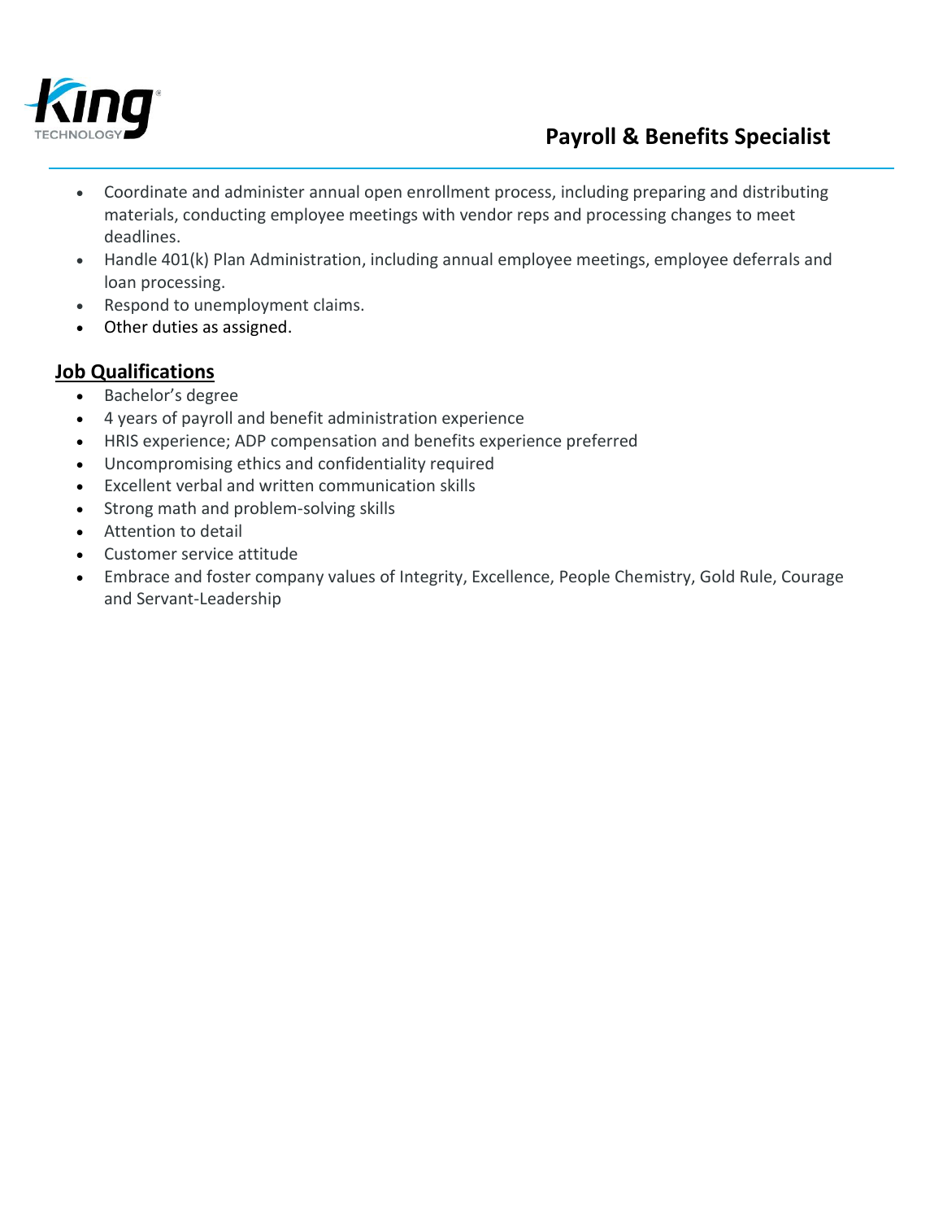- Coordinate and administer annual open enrollment process, including preparing and distributing materials, conducting employee meetings with vendor reps and processing changes to meet deadlines.
- Handle 401(k) Plan Administration, including annual employee meetings, employee deferrals and loan processing.
- Respond to unemployment claims.
- Other duties as assigned.

## Job Qualifications

- Bachelor's degree
- 4 years of payroll and benefit administration experience
- HRIS experience; ADP compensation and benefits experience preferred
- Uncompromising ethics and confidentiality required
- Excellent verbal and written communication skills
- Strong math and problem-solving skills
- Attention to detail
- Customer service attitude
- Embrace and foster company values of Integrity, Excellence, People Chemistry, Gold Rule, Courage and Servant-Leadership